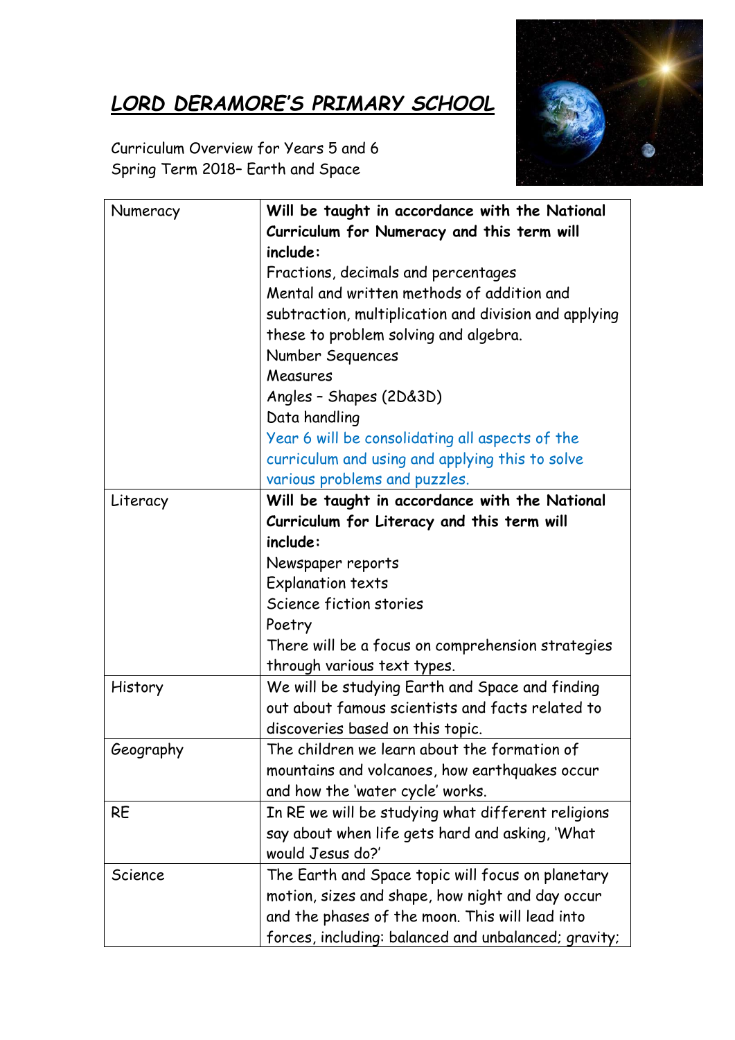# ***LORD DERAMORE'S PRIMARY SCHOOL***

Curriculum Overview for Years 5 and 6
Spring Term 2018– Earth and Space

| | |
|---|---|
| Numeracy | **Will be taught in accordance with the National Curriculum for Numeracy and this term will include:**<br>Fractions, decimals and percentages<br>Mental and written methods of addition and subtraction, multiplication and division and applying these to problem solving and algebra.<br>Number Sequences<br>Measures<br>Angles – Shapes (2D&3D)<br>Data handling<br>Year 6 will be consolidating all aspects of the curriculum and using and applying this to solve various problems and puzzles. |
| Literacy | **Will be taught in accordance with the National Curriculum for Literacy and this term will include:**<br>Newspaper reports<br>Explanation texts<br>Science fiction stories<br>Poetry<br>There will be a focus on comprehension strategies through various text types. |
| History | We will be studying Earth and Space and finding out about famous scientists and facts related to discoveries based on this topic. |
| Geography | The children we learn about the formation of mountains and volcanoes, how earthquakes occur and how the 'water cycle' works. |
| RE | In RE we will be studying what different religions say about when life gets hard and asking, 'What would Jesus do?' |
| Science | The Earth and Space topic will focus on planetary motion, sizes and shape, how night and day occur and the phases of the moon. This will lead into forces, including: balanced and unbalanced; gravity; |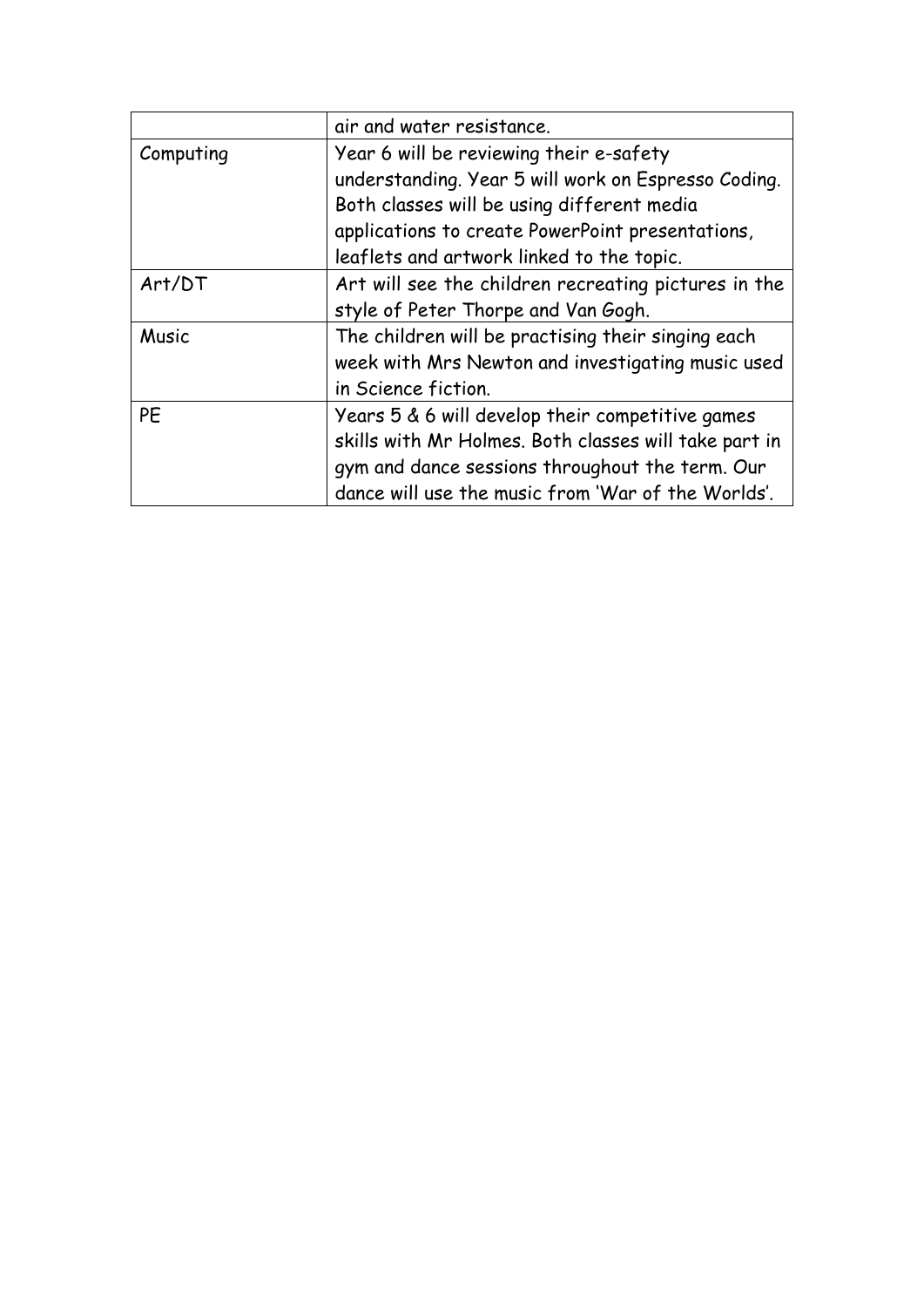| | |
|---|---|
| | air and water resistance. |
| Computing | Year 6 will be reviewing their e-safety understanding. Year 5 will work on Espresso Coding. Both classes will be using different media applications to create PowerPoint presentations, leaflets and artwork linked to the topic. |
| Art/DT | Art will see the children recreating pictures in the style of Peter Thorpe and Van Gogh. |
| Music | The children will be practising their singing each week with Mrs Newton and investigating music used in Science fiction. |
| PE | Years 5 & 6 will develop their competitive games skills with Mr Holmes. Both classes will take part in gym and dance sessions throughout the term. Our dance will use the music from 'War of the Worlds'. |